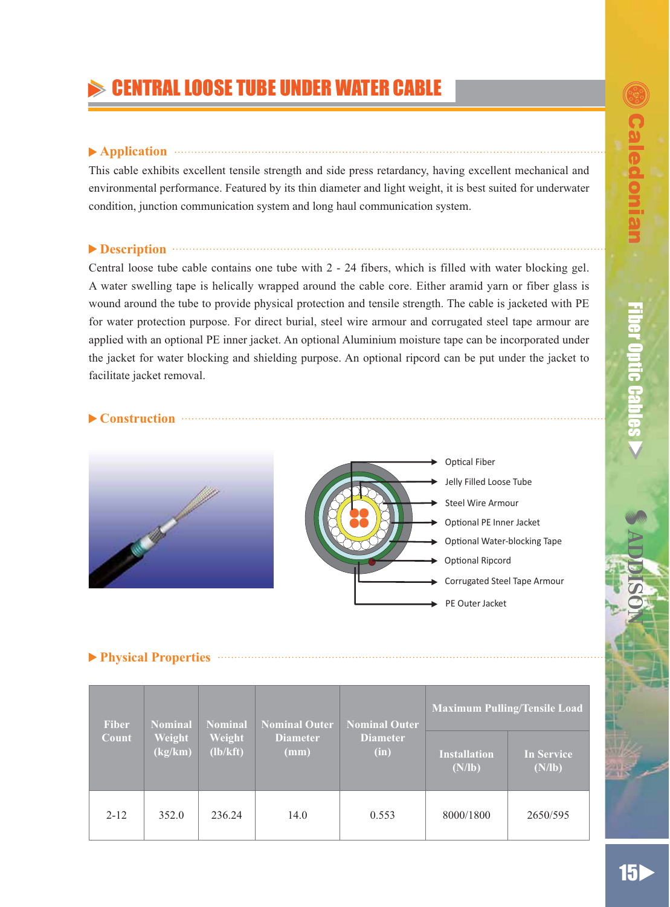# CENTRAL LOOSE TUBE UNDER WATER CABLE

## Application

This cable exhibits excellent tensile strength and side press retardancy, having excellent mechanical and environmental performance. Featured by its thin diameter and light weight, it is best suited for underwater condition, junction communication system and long haul communication system.

## Description

Central loose tube cable contains one tube with 2 - 24 fibers, which is filled with water blocking gel. A water swelling tape is helically wrapped around the cable core. Either aramid yarn or fiber glass is wound around the tube to provide physical protection and tensile strength. The cable is jacketed with PE for water protection purpose. For direct burial, steel wire armour and corrugated steel tape armour are applied with an optional PE inner jacket. An optional Aluminium moisture tape can be incorporated under the jacket for water blocking and shielding purpose. An optional ripcord can be put under the jacket to facilitate jacket removal.

## Construction

- Optical Fiber
- Jelly Filled Loose Tube
- Steel Wire Armour
- Optional PE Inner Jacket
- Optional Water-blocking Tape
- Optional Ripcord
- Corrugated Steel Tape Armour
- PE Outer Jacket

## Physical Properties

| Fiber Count | Nominal Weight (kg/km) | Nominal Weight (lb/kft) | Nominal Outer Diameter (mm) | Nominal Outer Diameter (in) | Maximum Pulling/Tensile Load | |
|---|---|---|---|---|---|---|
| | | | | | Installation (N/lb) | In Service (N/lb) |
| 2-12 | 352.0 | 236.24 | 14.0 | 0.553 | 8000/1800 | 2650/595 |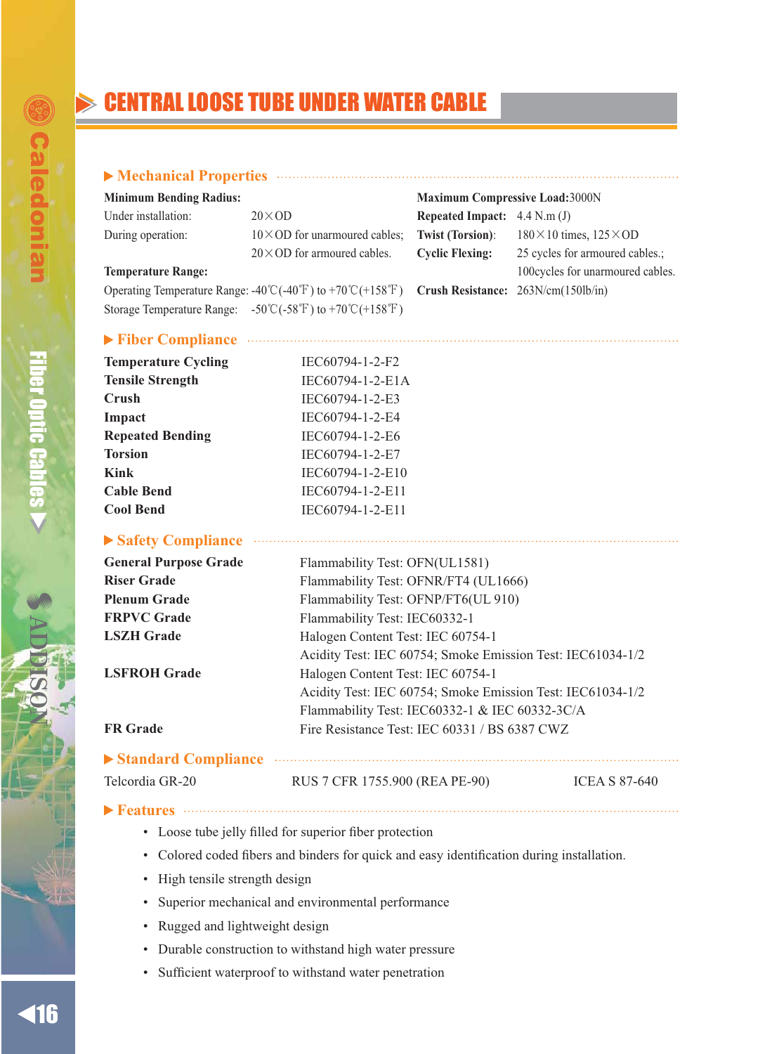# CENTRAL LOOSE TUBE UNDER WATER CABLE

## Mechanical Properties

**Minimum Bending Radius:**

Under installation: 20×OD

During operation: 10×OD for unarmoured cables; 20×OD for armoured cables.

**Temperature Range:**

Operating Temperature Range: -40℃(-40℉) to +70℃(+158℉)

Storage Temperature Range: -50℃(-58℉) to +70℃(+158℉)

**Maximum Compressive Load:**3000N

**Repeated Impact:** 4.4 N.m (J)

**Twist (Torsion):** 180×10 times, 125×OD

**Cyclic Flexing:** 25 cycles for armoured cables.; 100cycles for unarmoured cables.

**Crush Resistance:** 263N/cm(150lb/in)

## Fiber Compliance

| | |
|---|---|
| **Temperature Cycling** | IEC60794-1-2-F2 |
| **Tensile Strength** | IEC60794-1-2-E1A |
| **Crush** | IEC60794-1-2-E3 |
| **Impact** | IEC60794-1-2-E4 |
| **Repeated Bending** | IEC60794-1-2-E6 |
| **Torsion** | IEC60794-1-2-E7 |
| **Kink** | IEC60794-1-2-E10 |
| **Cable Bend** | IEC60794-1-2-E11 |
| **Cool Bend** | IEC60794-1-2-E11 |

## Safety Compliance

| | |
|---|---|
| **General Purpose Grade** | Flammability Test: OFN(UL1581) |
| **Riser Grade** | Flammability Test: OFNR/FT4 (UL1666) |
| **Plenum Grade** | Flammability Test: OFNP/FT6(UL 910) |
| **FRPVC Grade** | Flammability Test: IEC60332-1 |
| **LSZH Grade** | Halogen Content Test: IEC 60754-1<br>Acidity Test: IEC 60754; Smoke Emission Test: IEC61034-1/2 |
| **LSFROH Grade** | Halogen Content Test: IEC 60754-1<br>Acidity Test: IEC 60754; Smoke Emission Test: IEC61034-1/2<br>Flammability Test: IEC60332-1 & IEC 60332-3C/A |
| **FR Grade** | Fire Resistance Test: IEC 60331 / BS 6387 CWZ |

## Standard Compliance

Telcordia GR-20 | RUS 7 CFR 1755.900 (REA PE-90) | ICEA S 87-640

## Features

- Loose tube jelly filled for superior fiber protection
- Colored coded fibers and binders for quick and easy identification during installation.
- High tensile strength design
- Superior mechanical and environmental performance
- Rugged and lightweight design
- Durable construction to withstand high water pressure
- Sufficient waterproof to withstand water penetration